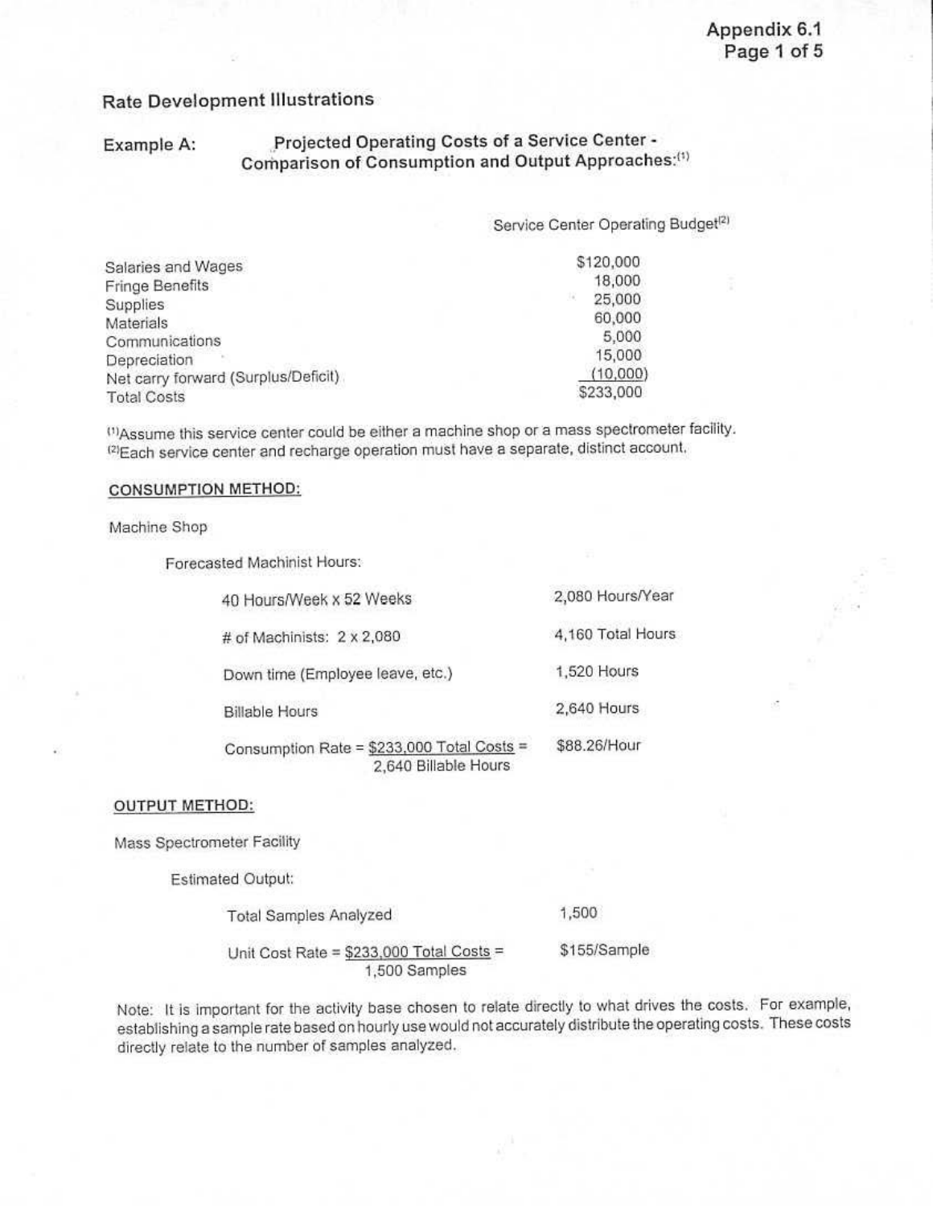Appendix 6.1

## Rate Development Illustrations

### Example A: Projected Operating Costs of a Service Center - Comparison of Consumption and Output Approaches:[1]

| | Service Center Operating Budget[2] |
|---|---|
| Salaries and Wages | $120,000 |
| Fringe Benefits | 18,000 |
| Supplies | 25,000 |
| Materials | 60,000 |
| Communications | 5,000 |
| Depreciation | 15,000 |
| Net carry forward (Surplus/Deficit) | (10,000) |
| Total Costs | $233,000 |

[1]Assume this service center could be either a machine shop or a mass spectrometer facility.
[2]Each service center and recharge operation must have a separate, distinct account.

**CONSUMPTION METHOD:**

Machine Shop

Forecasted Machinist Hours:

| | |
|---|---|
| 40 Hours/Week x 52 Weeks | 2,080 Hours/Year |
| # of Machinists: 2 x 2,080 | 4,160 Total Hours |
| Down time (Employee leave, etc.) | 1,520 Hours |
| Billable Hours | 2,640 Hours |
| Consumption Rate = $233,000 Total Costs / 2,640 Billable Hours = | $88.26/Hour |

**OUTPUT METHOD:**

Mass Spectrometer Facility

Estimated Output:

| | |
|---|---|
| Total Samples Analyzed | 1,500 |
| Unit Cost Rate = $233,000 Total Costs / 1,500 Samples = | $155/Sample |

Note: It is important for the activity base chosen to relate directly to what drives the costs. For example, establishing a sample rate based on hourly use would not accurately distribute the operating costs. These costs directly relate to the number of samples analyzed.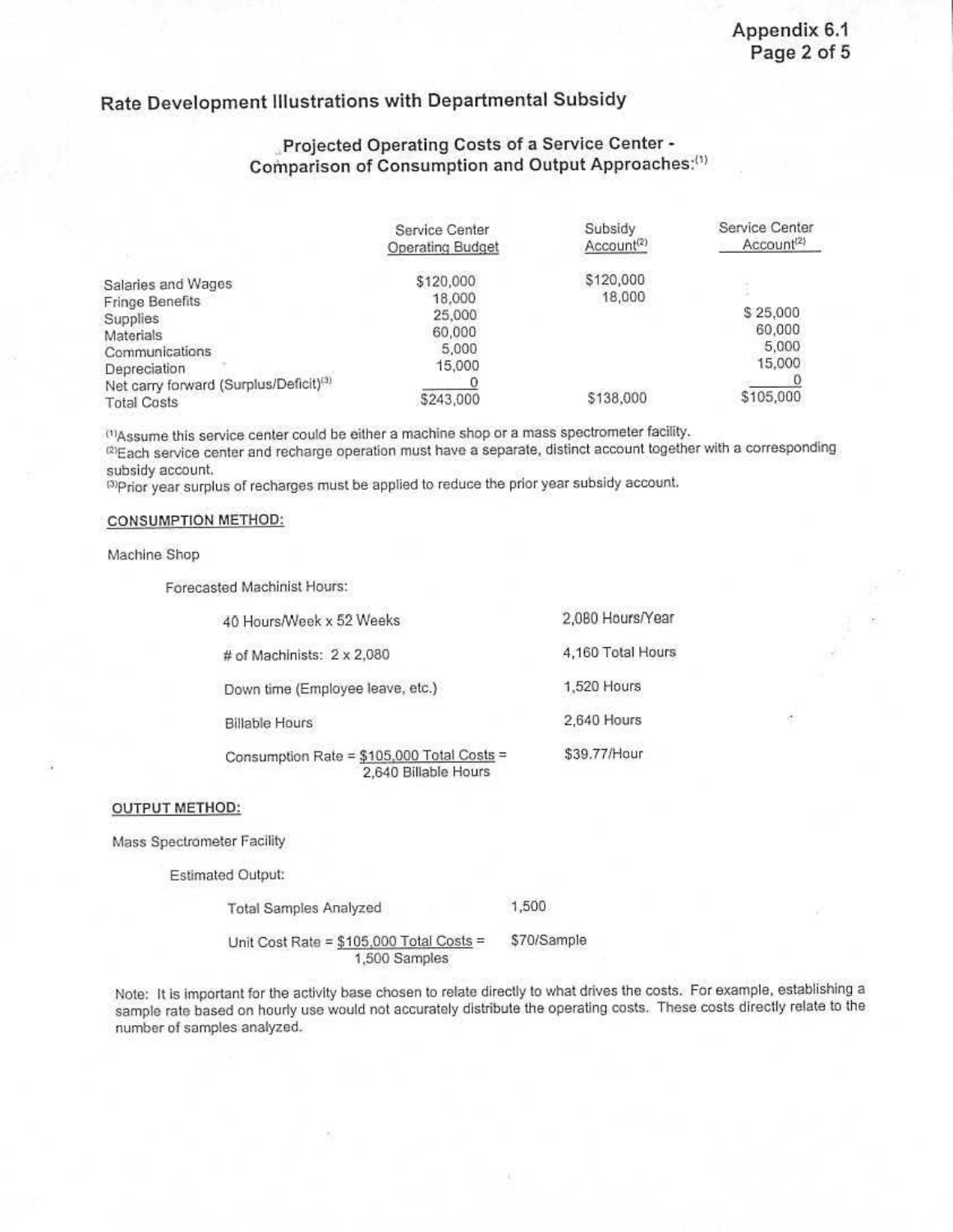## Rate Development Illustrations with Departmental Subsidy

### Projected Operating Costs of a Service Center - Comparison of Consumption and Output Approaches:[1]

| | Service Center Operating Budget | Subsidy Account[2] | Service Center Account[2] |
|---|---|---|---|
| Salaries and Wages | $120,000 | $120,000 | |
| Fringe Benefits | 18,000 | 18,000 | |
| Supplies | 25,000 | | $ 25,000 |
| Materials | 60,000 | | 60,000 |
| Communications | 5,000 | | 5,000 |
| Depreciation | 15,000 | | 15,000 |
| Net carry forward (Surplus/Deficit)[3] | 0 | | 0 |
| Total Costs | $243,000 | $138,000 | $105,000 |

[1] Assume this service center could be either a machine shop or a mass spectrometer facility.
[2] Each service center and recharge operation must have a separate, distinct account together with a corresponding subsidy account.
[3] Prior year surplus of recharges must be applied to reduce the prior year subsidy account.

**CONSUMPTION METHOD:**

Machine Shop

Forecasted Machinist Hours:

| | |
|---|---|
| 40 Hours/Week x 52 Weeks | 2,080 Hours/Year |
| # of Machinists: 2 x 2,080 | 4,160 Total Hours |
| Down time (Employee leave, etc.) | 1,520 Hours |
| Billable Hours | 2,640 Hours |

Consumption Rate = $\frac{\$105{,}000 \text{ Total Costs}}{2{,}640 \text{ Billable Hours}}$ = $39.77/Hour

**OUTPUT METHOD:**

Mass Spectrometer Facility

Estimated Output:

Total Samples Analyzed 1,500

Unit Cost Rate = $\frac{\$105{,}000 \text{ Total Costs}}{1{,}500 \text{ Samples}}$ = $70/Sample

Note: It is important for the activity base chosen to relate directly to what drives the costs. For example, establishing a sample rate based on hourly use would not accurately distribute the operating costs. These costs directly relate to the number of samples analyzed.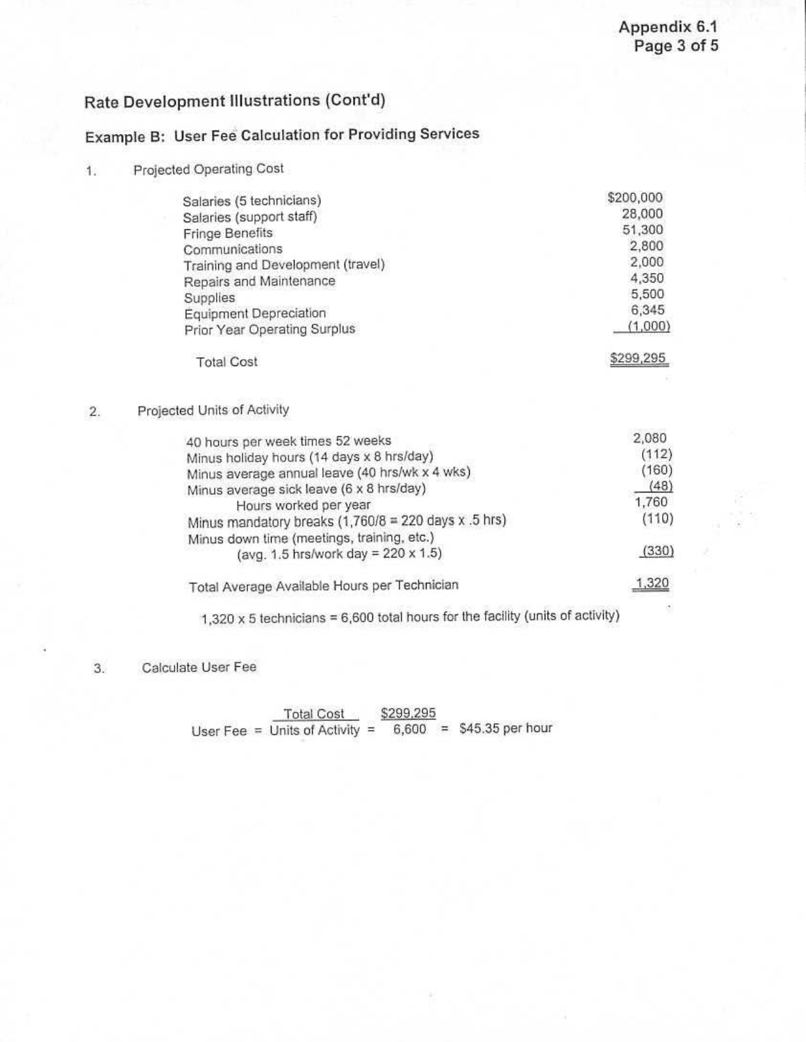## Rate Development Illustrations (Cont'd)

### Example B: User Fee Calculation for Providing Services

1. Projected Operating Cost

| | |
|---|---:|
| Salaries (5 technicians) | $200,000 |
| Salaries (support staff) | 28,000 |
| Fringe Benefits | 51,300 |
| Communications | 2,800 |
| Training and Development (travel) | 2,000 |
| Repairs and Maintenance | 4,350 |
| Supplies | 5,500 |
| Equipment Depreciation | 6,345 |
| Prior Year Operating Surplus | (1,000) |
| Total Cost | $299,295 |

2. Projected Units of Activity

| | |
|---|---:|
| 40 hours per week times 52 weeks | 2,080 |
| Minus holiday hours (14 days x 8 hrs/day) | (112) |
| Minus average annual leave (40 hrs/wk x 4 wks) | (160) |
| Minus average sick leave (6 x 8 hrs/day) | (48) |
| Hours worked per year | 1,760 |
| Minus mandatory breaks (1,760/8 = 220 days x .5 hrs) | (110) |
| Minus down time (meetings, training, etc.) (avg. 1.5 hrs/work day = 220 x 1.5) | (330) |
| Total Average Available Hours per Technician | 1,320 |

1,320 x 5 technicians = 6,600 total hours for the facility (units of activity)

3. Calculate User Fee

$$\text{User Fee} = \frac{\text{Total Cost}}{\text{Units of Activity}} = \frac{\$299{,}295}{6{,}600} = \$45.35 \text{ per hour}$$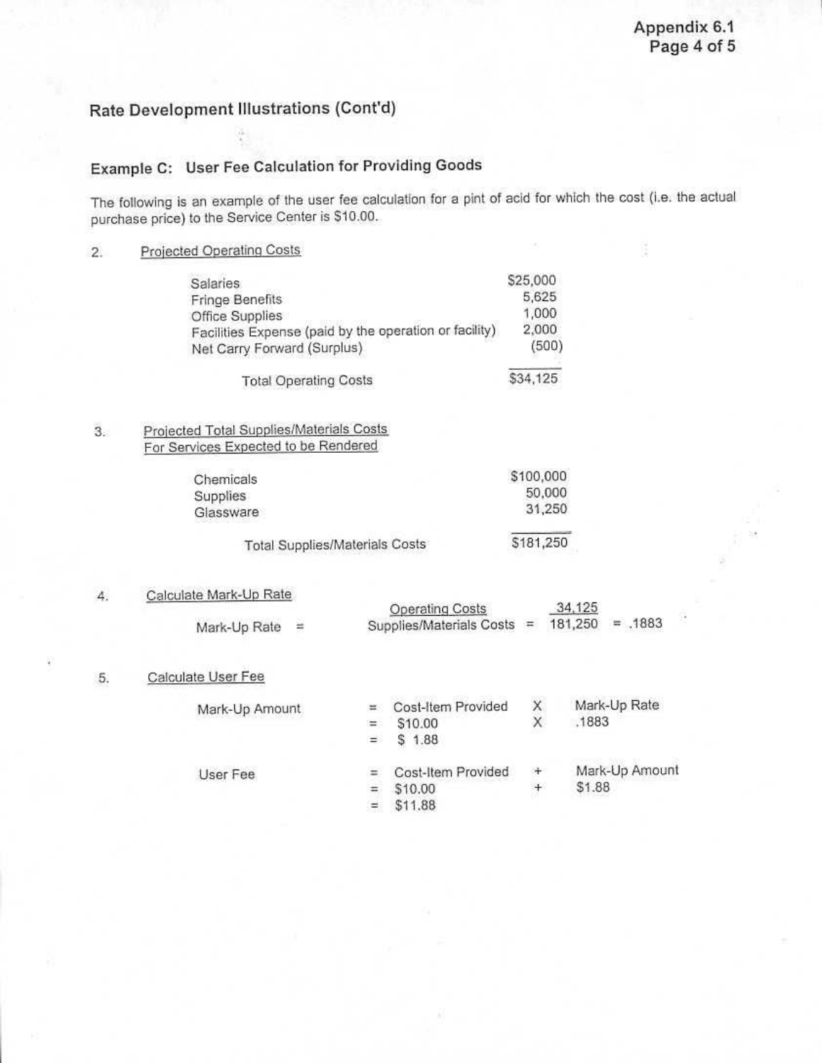## Rate Development Illustrations (Cont'd)

### Example C: User Fee Calculation for Providing Goods

The following is an example of the user fee calculation for a pint of acid for which the cost (i.e. the actual purchase price) to the Service Center is $10.00.

2. Projected Operating Costs

| | |
|---|---:|
| Salaries | $25,000 |
| Fringe Benefits | 5,625 |
| Office Supplies | 1,000 |
| Facilities Expense (paid by the operation or facility) | 2,000 |
| Net Carry Forward (Surplus) | (500) |
| Total Operating Costs | $34,125 |

3. Projected Total Supplies/Materials Costs For Services Expected to be Rendered

| | |
|---|---:|
| Chemicals | $100,000 |
| Supplies | 50,000 |
| Glassware | 31,250 |
| Total Supplies/Materials Costs | $181,250 |

4. Calculate Mark-Up Rate

$$\text{Mark-Up Rate} = \frac{\text{Operating Costs}}{\text{Supplies/Materials Costs}} = \frac{34{,}125}{181{,}250} = .1883$$

5. Calculate User Fee

| | | | | |
|---|---|---|---|---|
| Mark-Up Amount | = | Cost-Item Provided | X | Mark-Up Rate |
| | = | $10.00 | X | .1883 |
| | = | $ 1.88 | | |
| User Fee | = | Cost-Item Provided | + | Mark-Up Amount |
| | = | $10.00 | + | $1.88 |
| | = | $11.88 | | |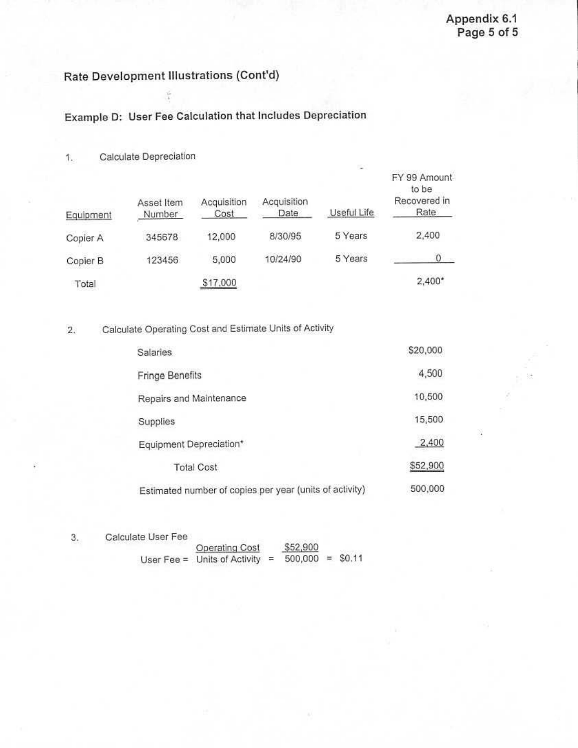Appendix 6.1

## Rate Development Illustrations (Cont'd)

### Example D: User Fee Calculation that Includes Depreciation

1. Calculate Depreciation

| Equipment | Asset Item Number | Acquisition Cost | Acquisition Date | Useful Life | FY 99 Amount to be Recovered in Rate |
|---|---|---|---|---|---|
| Copier A | 345678 | 12,000 | 8/30/95 | 5 Years | 2,400 |
| Copier B | 123456 | 5,000 | 10/24/90 | 5 Years | 0 |
| Total | | $17,000 | | | 2,400* |

2. Calculate Operating Cost and Estimate Units of Activity

| | |
|---|---|
| Salaries | $20,000 |
| Fringe Benefits | 4,500 |
| Repairs and Maintenance | 10,500 |
| Supplies | 15,500 |
| Equipment Depreciation* | 2,400 |
| Total Cost | $52,900 |
| Estimated number of copies per year (units of activity) | 500,000 |

3. Calculate User Fee

$$\text{User Fee} = \frac{\text{Operating Cost}}{\text{Units of Activity}} = \frac{\$52,900}{500,000} = \$0.11$$